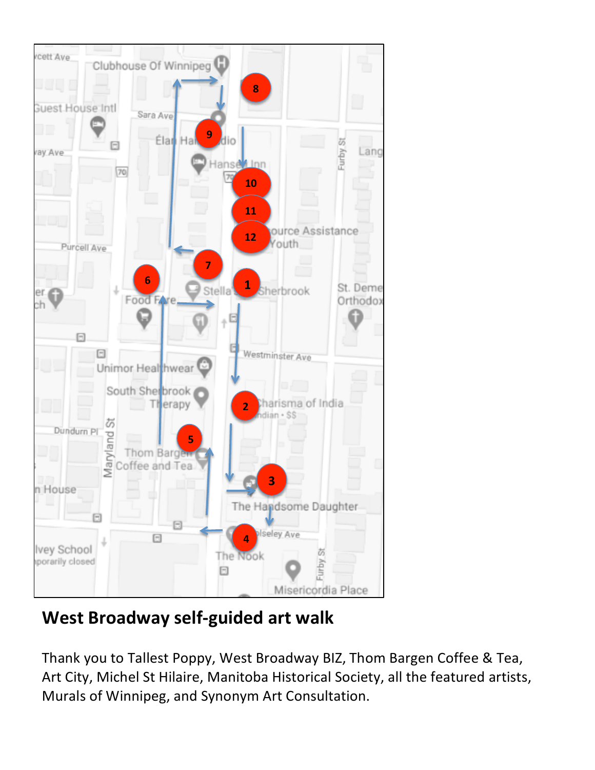## West Broadway self-guided art walk

Thank you to Tallest Poppy, West Broadway BIZ, Thom Bargen Coffee & Tea, Art City, Michel St Hilaire, Manitoba Historical Society, all the featured artists, Murals of Winnipeg, and Synonym Art Consultation.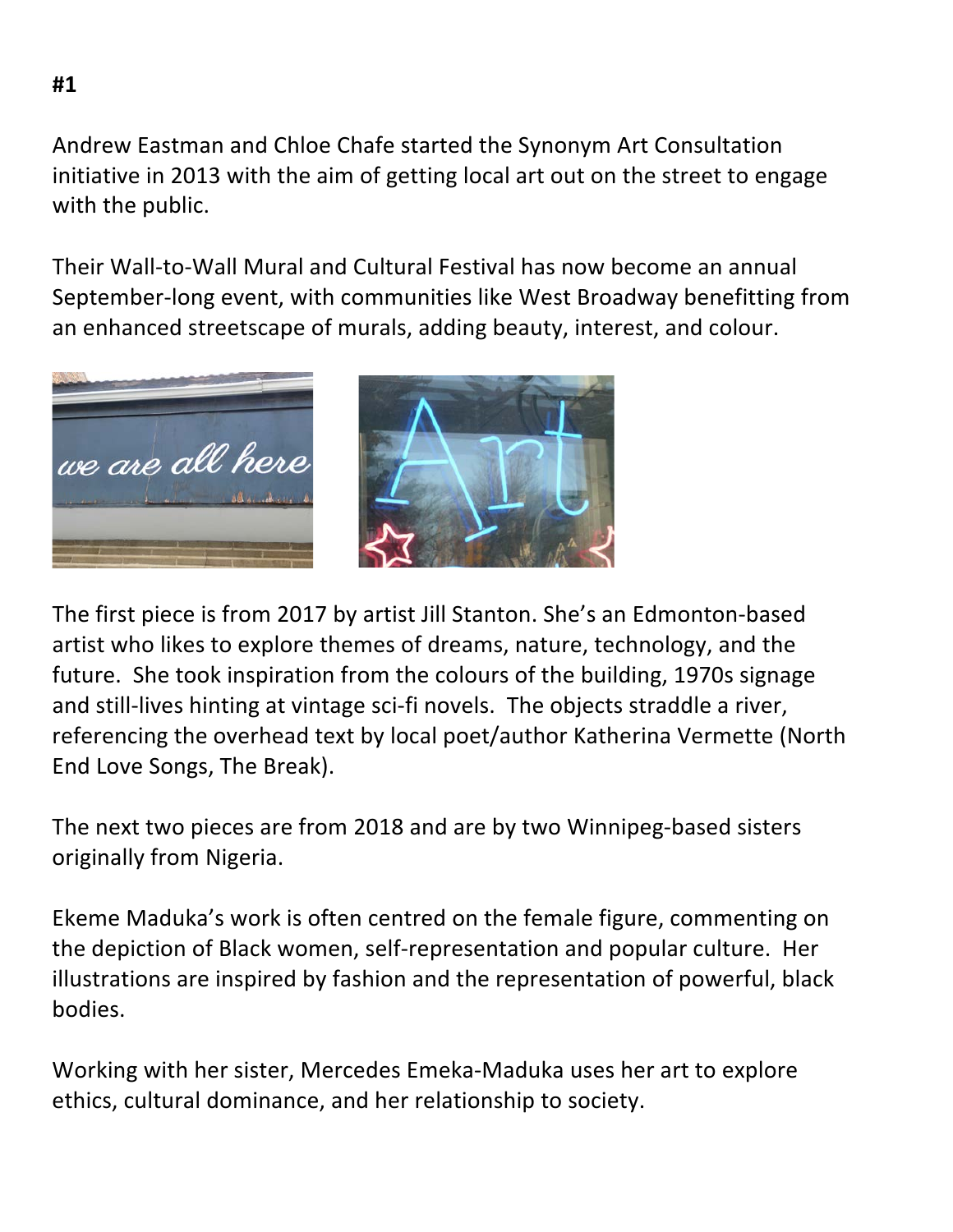**#1**

Andrew Eastman and Chloe Chafe started the Synonym Art Consultation initiative in 2013 with the aim of getting local art out on the street to engage with the public.

Their Wall-to-Wall Mural and Cultural Festival has now become an annual September-long event, with communities like West Broadway benefitting from an enhanced streetscape of murals, adding beauty, interest, and colour.

The first piece is from 2017 by artist Jill Stanton. She's an Edmonton-based artist who likes to explore themes of dreams, nature, technology, and the future. She took inspiration from the colours of the building, 1970s signage and still-lives hinting at vintage sci-fi novels. The objects straddle a river, referencing the overhead text by local poet/author Katherina Vermette (North End Love Songs, The Break).

The next two pieces are from 2018 and are by two Winnipeg-based sisters originally from Nigeria.

Ekeme Maduka's work is often centred on the female figure, commenting on the depiction of Black women, self-representation and popular culture. Her illustrations are inspired by fashion and the representation of powerful, black bodies.

Working with her sister, Mercedes Emeka-Maduka uses her art to explore ethics, cultural dominance, and her relationship to society.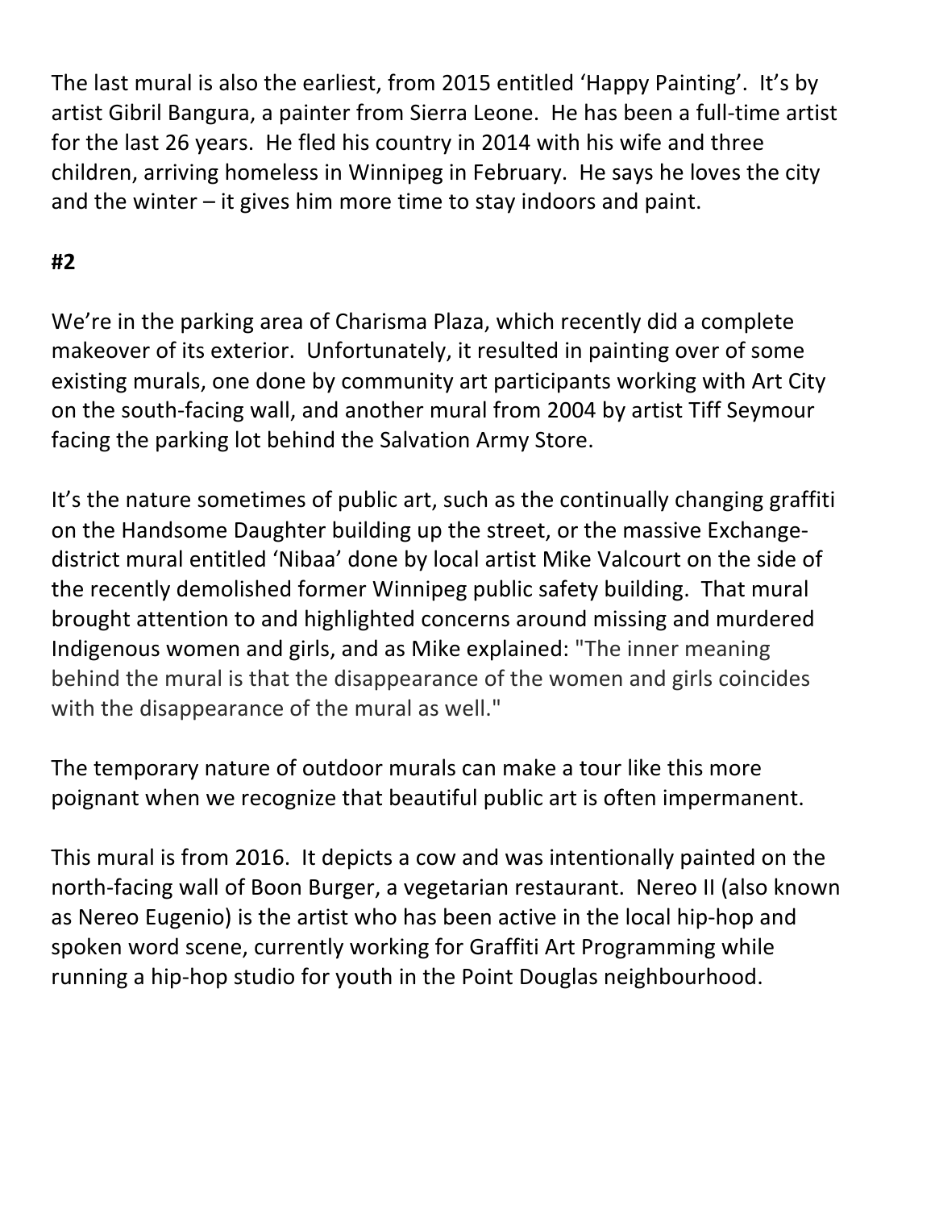The last mural is also the earliest, from 2015 entitled 'Happy Painting'. It's by artist Gibril Bangura, a painter from Sierra Leone. He has been a full-time artist for the last 26 years. He fled his country in 2014 with his wife and three children, arriving homeless in Winnipeg in February. He says he loves the city and the winter – it gives him more time to stay indoors and paint.

**#2**

We're in the parking area of Charisma Plaza, which recently did a complete makeover of its exterior. Unfortunately, it resulted in painting over of some existing murals, one done by community art participants working with Art City on the south-facing wall, and another mural from 2004 by artist Tiff Seymour facing the parking lot behind the Salvation Army Store.

It's the nature sometimes of public art, such as the continually changing graffiti on the Handsome Daughter building up the street, or the massive Exchange-district mural entitled 'Nibaa' done by local artist Mike Valcourt on the side of the recently demolished former Winnipeg public safety building. That mural brought attention to and highlighted concerns around missing and murdered Indigenous women and girls, and as Mike explained: "The inner meaning behind the mural is that the disappearance of the women and girls coincides with the disappearance of the mural as well."

The temporary nature of outdoor murals can make a tour like this more poignant when we recognize that beautiful public art is often impermanent.

This mural is from 2016. It depicts a cow and was intentionally painted on the north-facing wall of Boon Burger, a vegetarian restaurant. Nereo II (also known as Nereo Eugenio) is the artist who has been active in the local hip-hop and spoken word scene, currently working for Graffiti Art Programming while running a hip-hop studio for youth in the Point Douglas neighbourhood.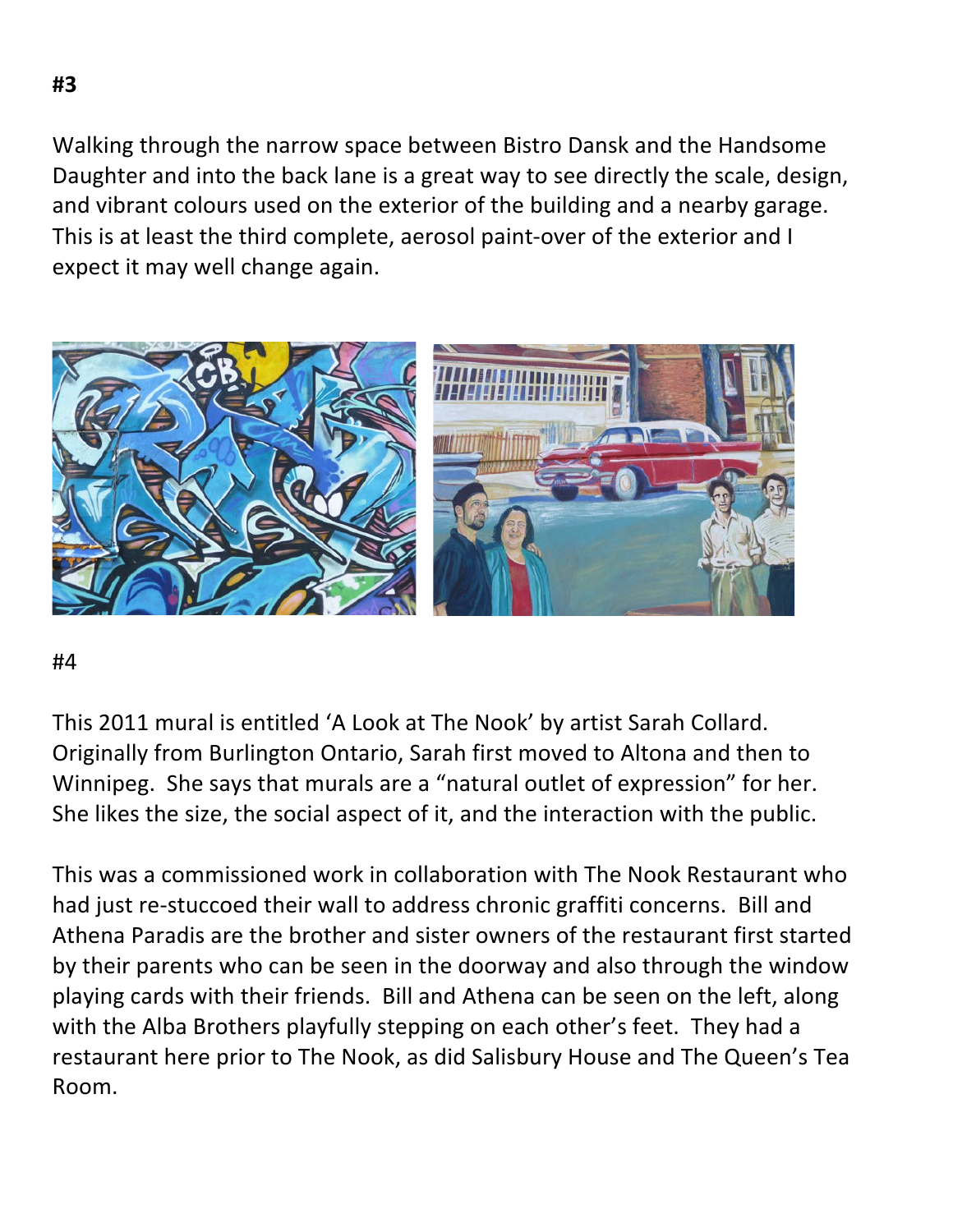**#3**

Walking through the narrow space between Bistro Dansk and the Handsome Daughter and into the back lane is a great way to see directly the scale, design, and vibrant colours used on the exterior of the building and a nearby garage. This is at least the third complete, aerosol paint-over of the exterior and I expect it may well change again.

#4

This 2011 mural is entitled 'A Look at The Nook' by artist Sarah Collard. Originally from Burlington Ontario, Sarah first moved to Altona and then to Winnipeg. She says that murals are a "natural outlet of expression" for her. She likes the size, the social aspect of it, and the interaction with the public.

This was a commissioned work in collaboration with The Nook Restaurant who had just re-stuccoed their wall to address chronic graffiti concerns. Bill and Athena Paradis are the brother and sister owners of the restaurant first started by their parents who can be seen in the doorway and also through the window playing cards with their friends. Bill and Athena can be seen on the left, along with the Alba Brothers playfully stepping on each other's feet. They had a restaurant here prior to The Nook, as did Salisbury House and The Queen's Tea Room.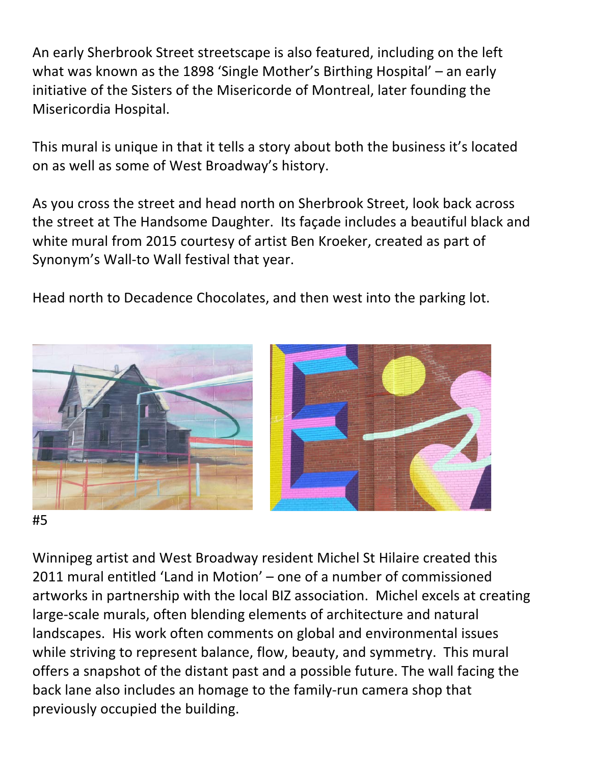An early Sherbrook Street streetscape is also featured, including on the left what was known as the 1898 'Single Mother's Birthing Hospital' – an early initiative of the Sisters of the Misericorde of Montreal, later founding the Misericordia Hospital.

This mural is unique in that it tells a story about both the business it's located on as well as some of West Broadway's history.

As you cross the street and head north on Sherbrook Street, look back across the street at The Handsome Daughter. Its façade includes a beautiful black and white mural from 2015 courtesy of artist Ben Kroeker, created as part of Synonym's Wall-to Wall festival that year.

Head north to Decadence Chocolates, and then west into the parking lot.

#5

Winnipeg artist and West Broadway resident Michel St Hilaire created this 2011 mural entitled 'Land in Motion' – one of a number of commissioned artworks in partnership with the local BIZ association. Michel excels at creating large-scale murals, often blending elements of architecture and natural landscapes. His work often comments on global and environmental issues while striving to represent balance, flow, beauty, and symmetry. This mural offers a snapshot of the distant past and a possible future. The wall facing the back lane also includes an homage to the family-run camera shop that previously occupied the building.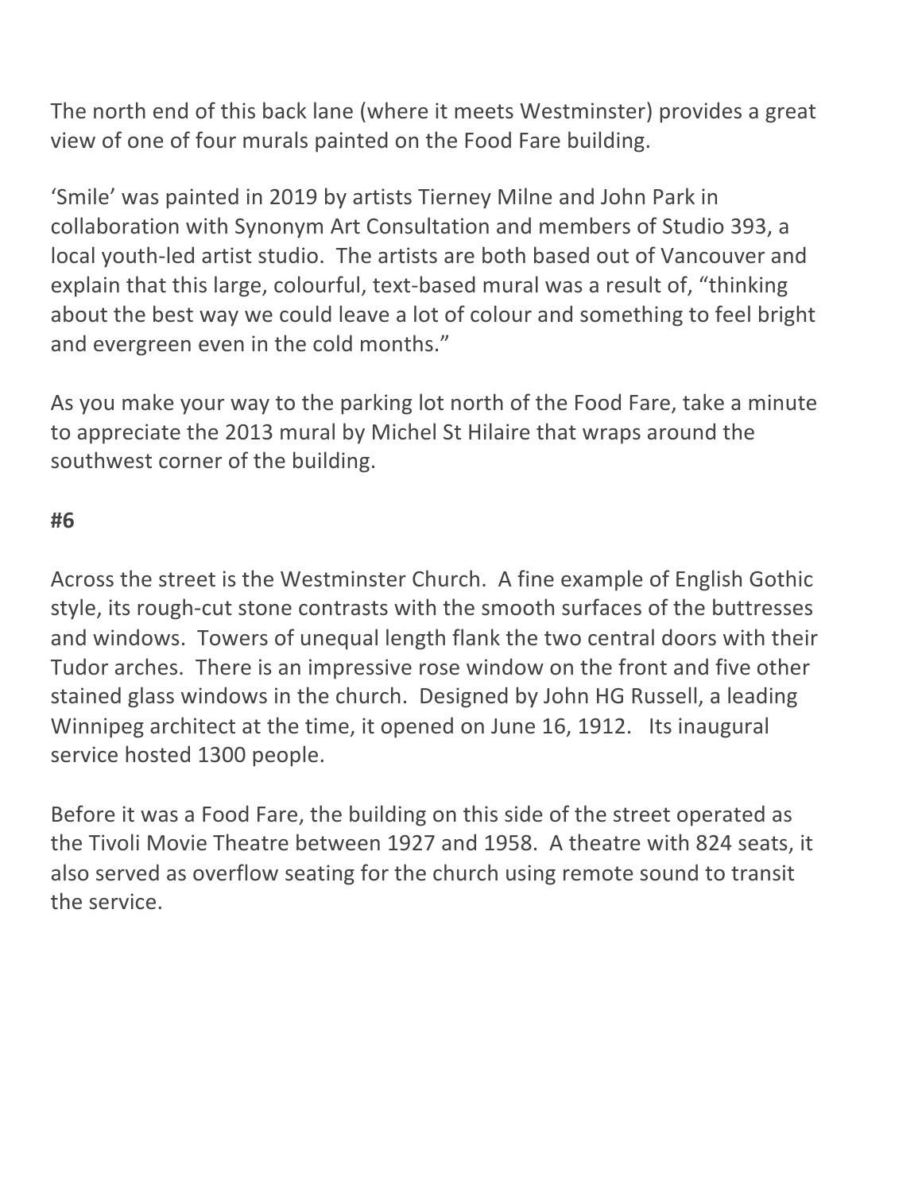The north end of this back lane (where it meets Westminster) provides a great view of one of four murals painted on the Food Fare building.

'Smile' was painted in 2019 by artists Tierney Milne and John Park in collaboration with Synonym Art Consultation and members of Studio 393, a local youth-led artist studio. The artists are both based out of Vancouver and explain that this large, colourful, text-based mural was a result of, "thinking about the best way we could leave a lot of colour and something to feel bright and evergreen even in the cold months."

As you make your way to the parking lot north of the Food Fare, take a minute to appreciate the 2013 mural by Michel St Hilaire that wraps around the southwest corner of the building.

**#6**

Across the street is the Westminster Church. A fine example of English Gothic style, its rough-cut stone contrasts with the smooth surfaces of the buttresses and windows. Towers of unequal length flank the two central doors with their Tudor arches. There is an impressive rose window on the front and five other stained glass windows in the church. Designed by John HG Russell, a leading Winnipeg architect at the time, it opened on June 16, 1912. Its inaugural service hosted 1300 people.

Before it was a Food Fare, the building on this side of the street operated as the Tivoli Movie Theatre between 1927 and 1958. A theatre with 824 seats, it also served as overflow seating for the church using remote sound to transit the service.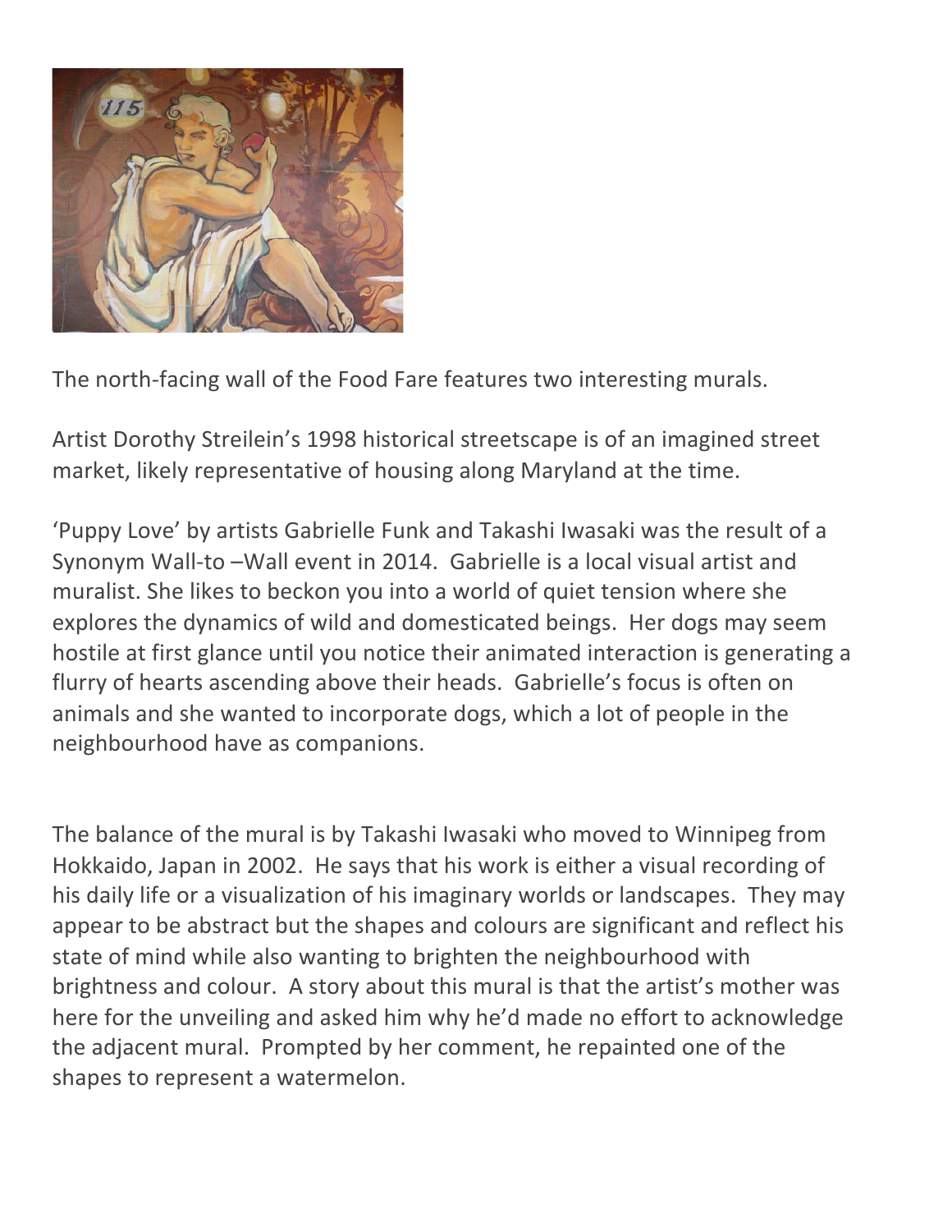The north-facing wall of the Food Fare features two interesting murals.

Artist Dorothy Streilein's 1998 historical streetscape is of an imagined street market, likely representative of housing along Maryland at the time.

'Puppy Love' by artists Gabrielle Funk and Takashi Iwasaki was the result of a Synonym Wall-to –Wall event in 2014. Gabrielle is a local visual artist and muralist. She likes to beckon you into a world of quiet tension where she explores the dynamics of wild and domesticated beings. Her dogs may seem hostile at first glance until you notice their animated interaction is generating a flurry of hearts ascending above their heads. Gabrielle's focus is often on animals and she wanted to incorporate dogs, which a lot of people in the neighbourhood have as companions.

The balance of the mural is by Takashi Iwasaki who moved to Winnipeg from Hokkaido, Japan in 2002. He says that his work is either a visual recording of his daily life or a visualization of his imaginary worlds or landscapes. They may appear to be abstract but the shapes and colours are significant and reflect his state of mind while also wanting to brighten the neighbourhood with brightness and colour. A story about this mural is that the artist's mother was here for the unveiling and asked him why he'd made no effort to acknowledge the adjacent mural. Prompted by her comment, he repainted one of the shapes to represent a watermelon.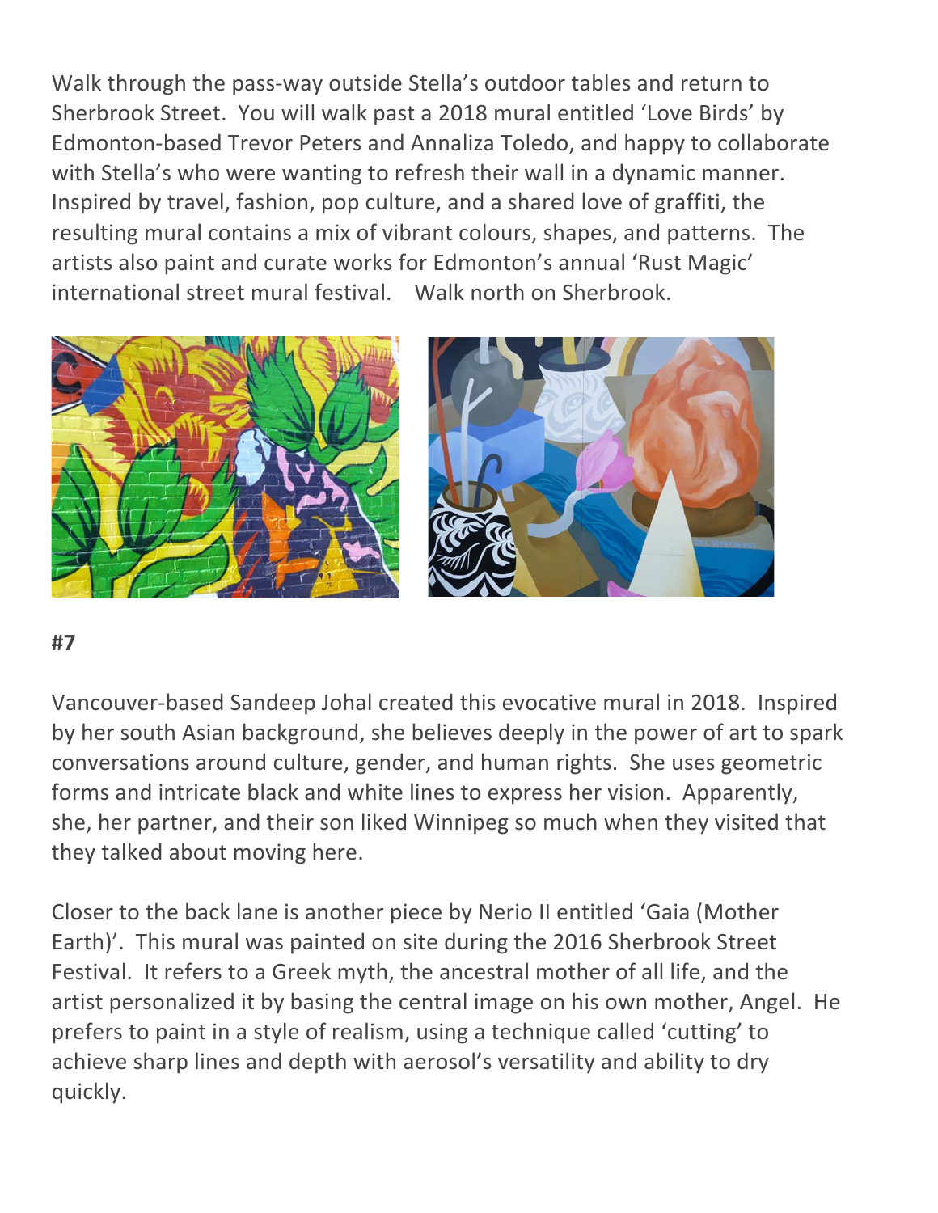Walk through the pass-way outside Stella's outdoor tables and return to Sherbrook Street. You will walk past a 2018 mural entitled 'Love Birds' by Edmonton-based Trevor Peters and Annaliza Toledo, and happy to collaborate with Stella's who were wanting to refresh their wall in a dynamic manner. Inspired by travel, fashion, pop culture, and a shared love of graffiti, the resulting mural contains a mix of vibrant colours, shapes, and patterns. The artists also paint and curate works for Edmonton's annual 'Rust Magic' international street mural festival. Walk north on Sherbrook.

**#7**

Vancouver-based Sandeep Johal created this evocative mural in 2018. Inspired by her south Asian background, she believes deeply in the power of art to spark conversations around culture, gender, and human rights. She uses geometric forms and intricate black and white lines to express her vision. Apparently, she, her partner, and their son liked Winnipeg so much when they visited that they talked about moving here.

Closer to the back lane is another piece by Nerio II entitled 'Gaia (Mother Earth)'. This mural was painted on site during the 2016 Sherbrook Street Festival. It refers to a Greek myth, the ancestral mother of all life, and the artist personalized it by basing the central image on his own mother, Angel. He prefers to paint in a style of realism, using a technique called 'cutting' to achieve sharp lines and depth with aerosol's versatility and ability to dry quickly.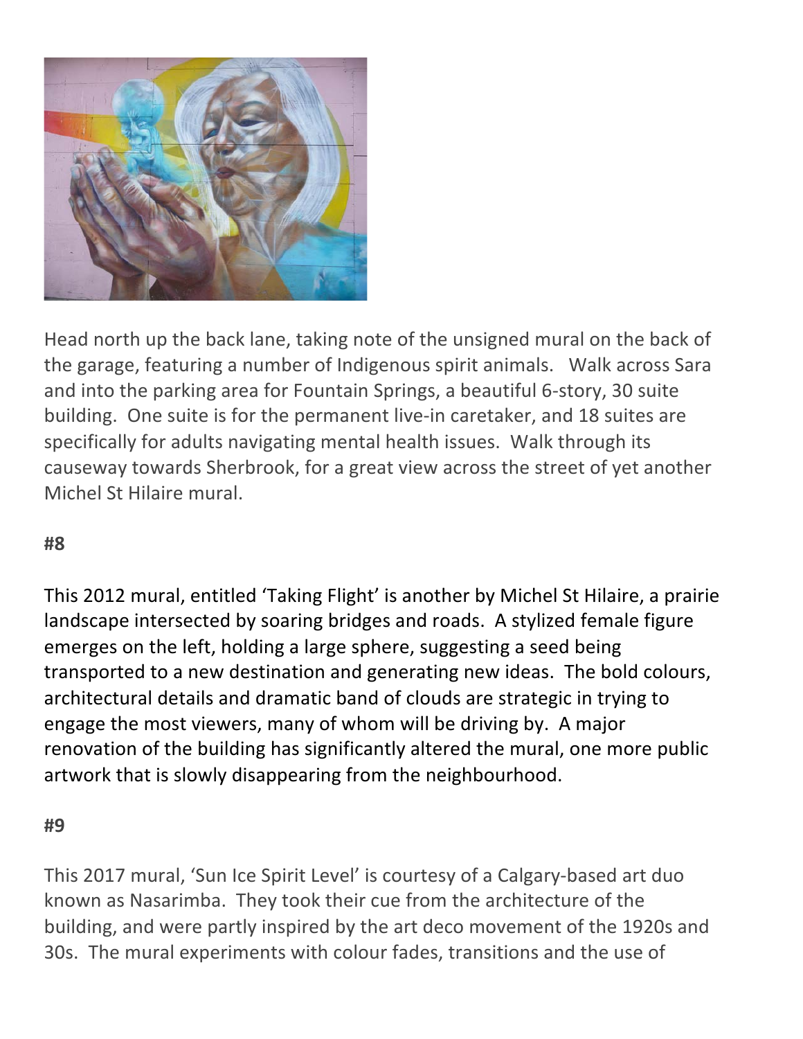Head north up the back lane, taking note of the unsigned mural on the back of the garage, featuring a number of Indigenous spirit animals. Walk across Sara and into the parking area for Fountain Springs, a beautiful 6-story, 30 suite building. One suite is for the permanent live-in caretaker, and 18 suites are specifically for adults navigating mental health issues. Walk through its causeway towards Sherbrook, for a great view across the street of yet another Michel St Hilaire mural.

**#8**

This 2012 mural, entitled 'Taking Flight' is another by Michel St Hilaire, a prairie landscape intersected by soaring bridges and roads. A stylized female figure emerges on the left, holding a large sphere, suggesting a seed being transported to a new destination and generating new ideas. The bold colours, architectural details and dramatic band of clouds are strategic in trying to engage the most viewers, many of whom will be driving by. A major renovation of the building has significantly altered the mural, one more public artwork that is slowly disappearing from the neighbourhood.

**#9**

This 2017 mural, 'Sun Ice Spirit Level' is courtesy of a Calgary-based art duo known as Nasarimba. They took their cue from the architecture of the building, and were partly inspired by the art deco movement of the 1920s and 30s. The mural experiments with colour fades, transitions and the use of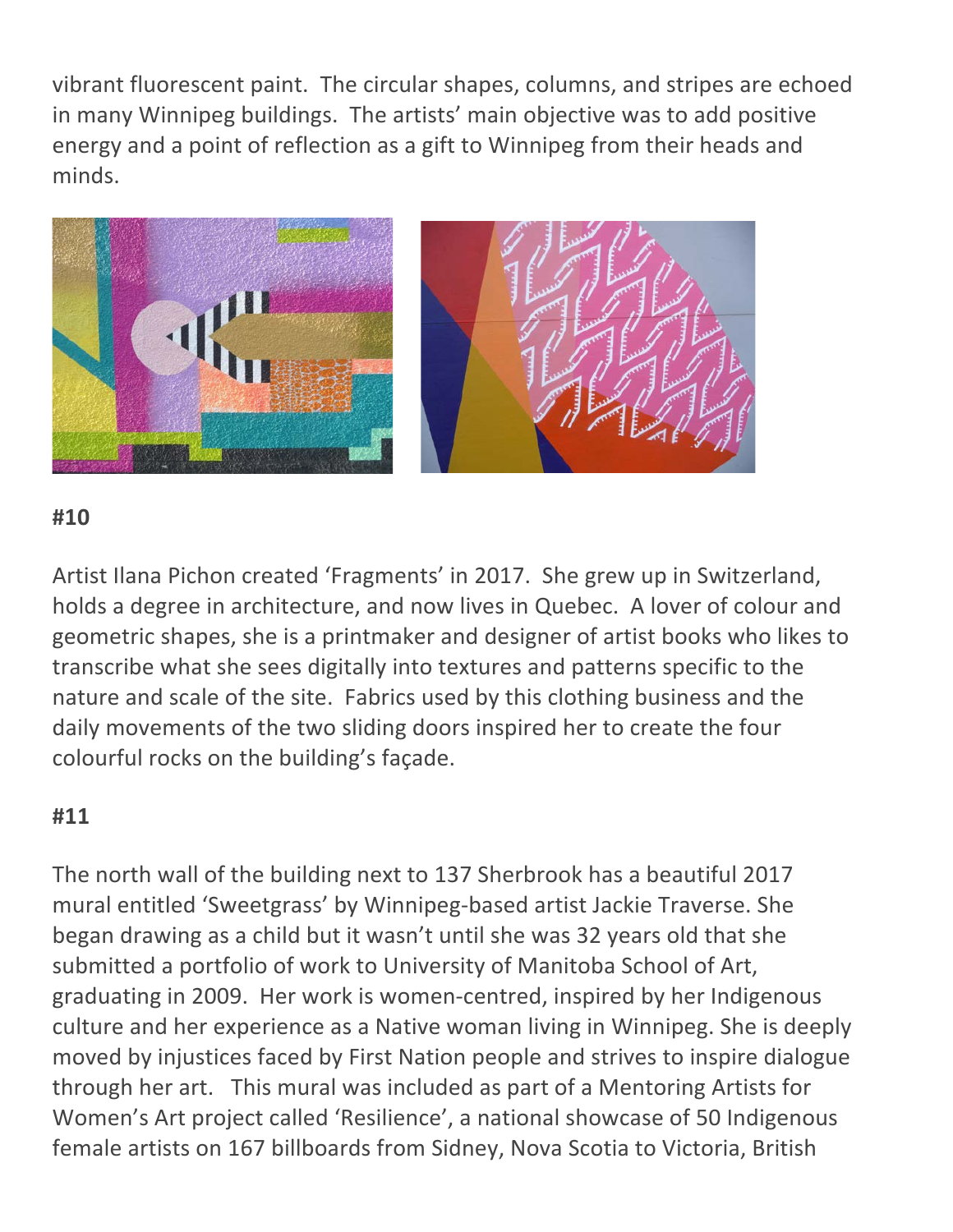vibrant fluorescent paint. The circular shapes, columns, and stripes are echoed in many Winnipeg buildings. The artists' main objective was to add positive energy and a point of reflection as a gift to Winnipeg from their heads and minds.

**#10**

Artist Ilana Pichon created 'Fragments' in 2017. She grew up in Switzerland, holds a degree in architecture, and now lives in Quebec. A lover of colour and geometric shapes, she is a printmaker and designer of artist books who likes to transcribe what she sees digitally into textures and patterns specific to the nature and scale of the site. Fabrics used by this clothing business and the daily movements of the two sliding doors inspired her to create the four colourful rocks on the building's façade.

**#11**

The north wall of the building next to 137 Sherbrook has a beautiful 2017 mural entitled 'Sweetgrass' by Winnipeg-based artist Jackie Traverse. She began drawing as a child but it wasn't until she was 32 years old that she submitted a portfolio of work to University of Manitoba School of Art, graduating in 2009. Her work is women-centred, inspired by her Indigenous culture and her experience as a Native woman living in Winnipeg. She is deeply moved by injustices faced by First Nation people and strives to inspire dialogue through her art. This mural was included as part of a Mentoring Artists for Women's Art project called 'Resilience', a national showcase of 50 Indigenous female artists on 167 billboards from Sidney, Nova Scotia to Victoria, British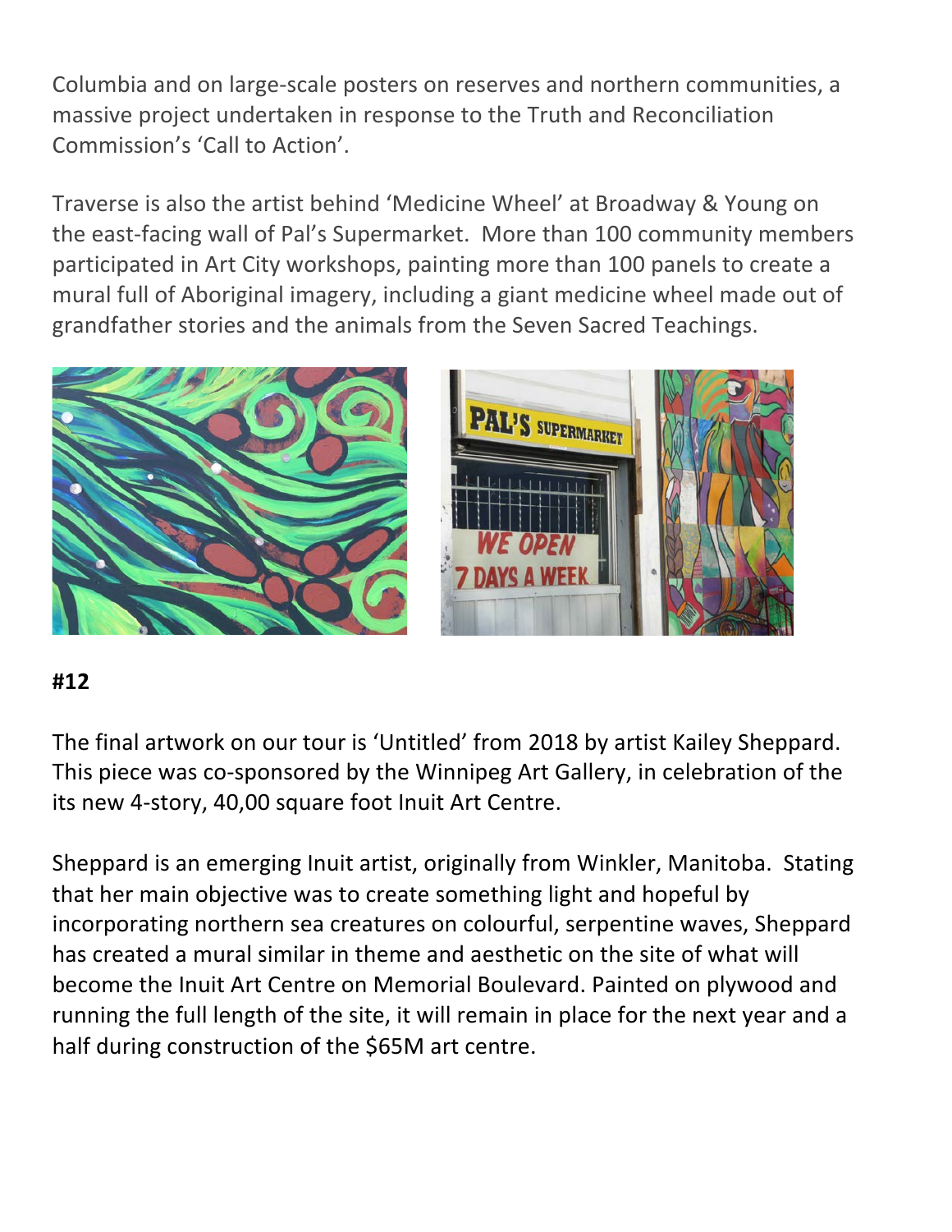Columbia and on large-scale posters on reserves and northern communities, a massive project undertaken in response to the Truth and Reconciliation Commission's 'Call to Action'.

Traverse is also the artist behind 'Medicine Wheel' at Broadway & Young on the east-facing wall of Pal's Supermarket. More than 100 community members participated in Art City workshops, painting more than 100 panels to create a mural full of Aboriginal imagery, including a giant medicine wheel made out of grandfather stories and the animals from the Seven Sacred Teachings.

**#12**

The final artwork on our tour is 'Untitled' from 2018 by artist Kailey Sheppard. This piece was co-sponsored by the Winnipeg Art Gallery, in celebration of the its new 4-story, 40,00 square foot Inuit Art Centre.

Sheppard is an emerging Inuit artist, originally from Winkler, Manitoba. Stating that her main objective was to create something light and hopeful by incorporating northern sea creatures on colourful, serpentine waves, Sheppard has created a mural similar in theme and aesthetic on the site of what will become the Inuit Art Centre on Memorial Boulevard. Painted on plywood and running the full length of the site, it will remain in place for the next year and a half during construction of the $65M art centre.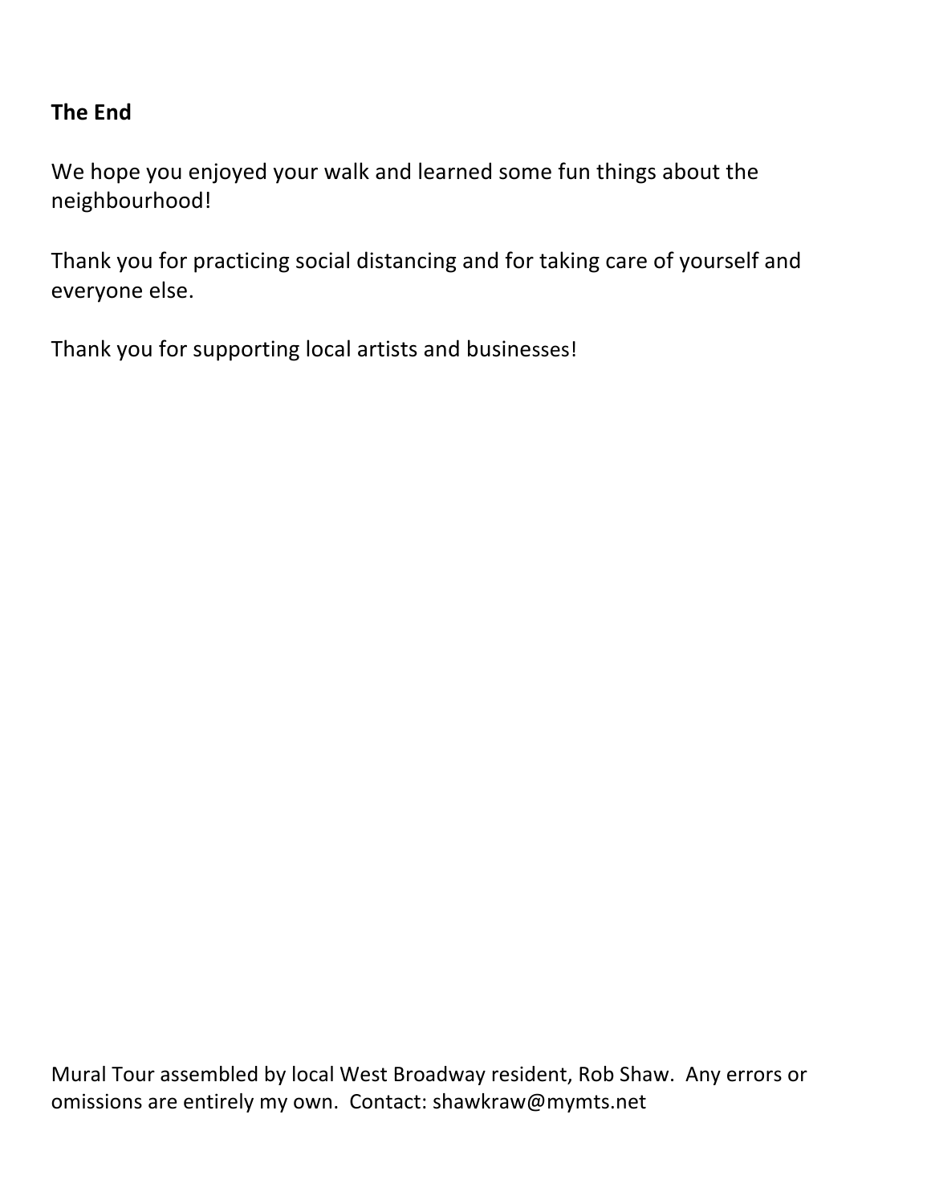**The End**

We hope you enjoyed your walk and learned some fun things about the neighbourhood!

Thank you for practicing social distancing and for taking care of yourself and everyone else.

Thank you for supporting local artists and businesses!

Mural Tour assembled by local West Broadway resident, Rob Shaw. Any errors or omissions are entirely my own. Contact: shawkraw@mymts.net